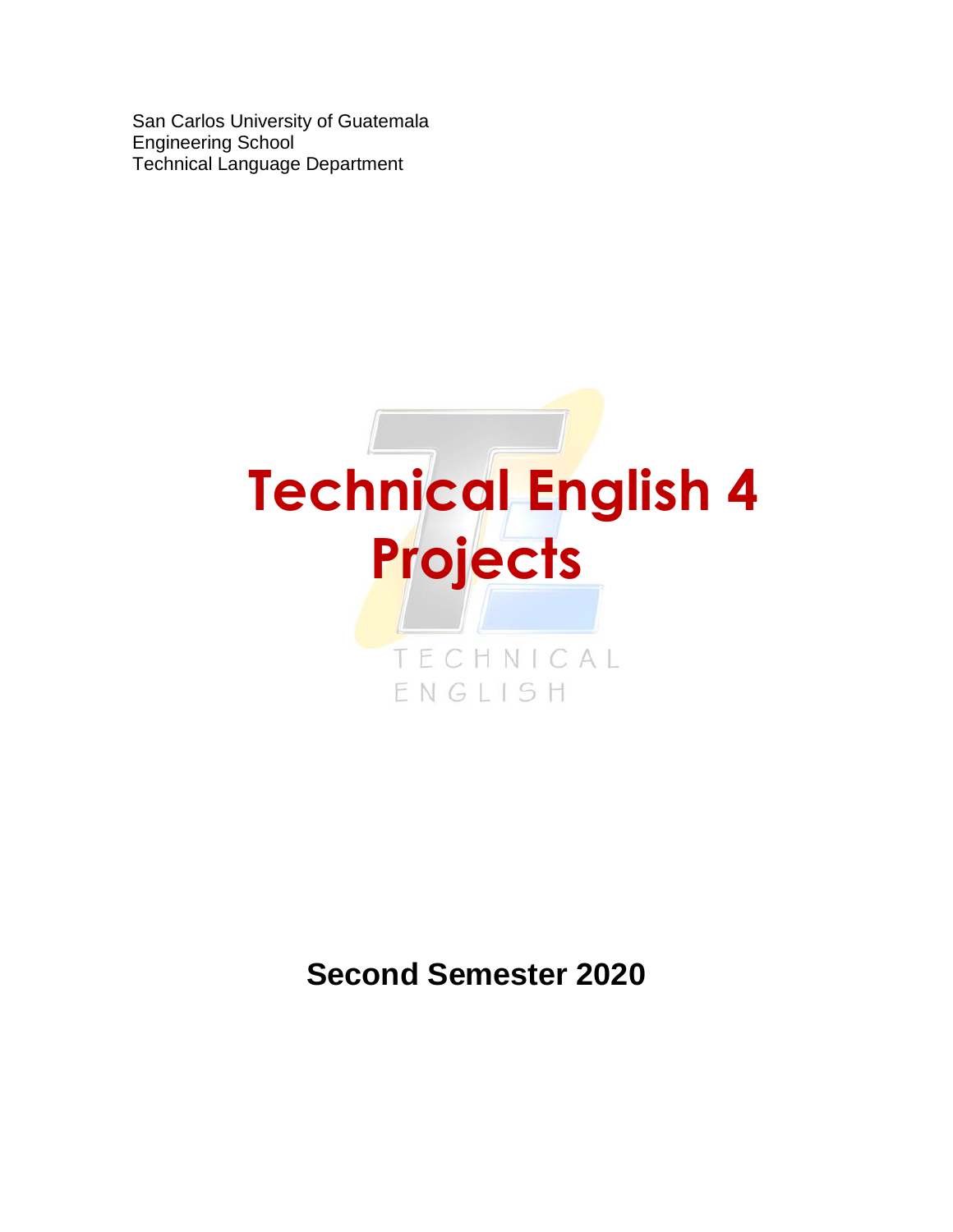San Carlos University of Guatemala
Engineering School
Technical Language Department

# Technical English 4
# Projects

TECHNICAL
ENGLISH

**Second Semester 2020**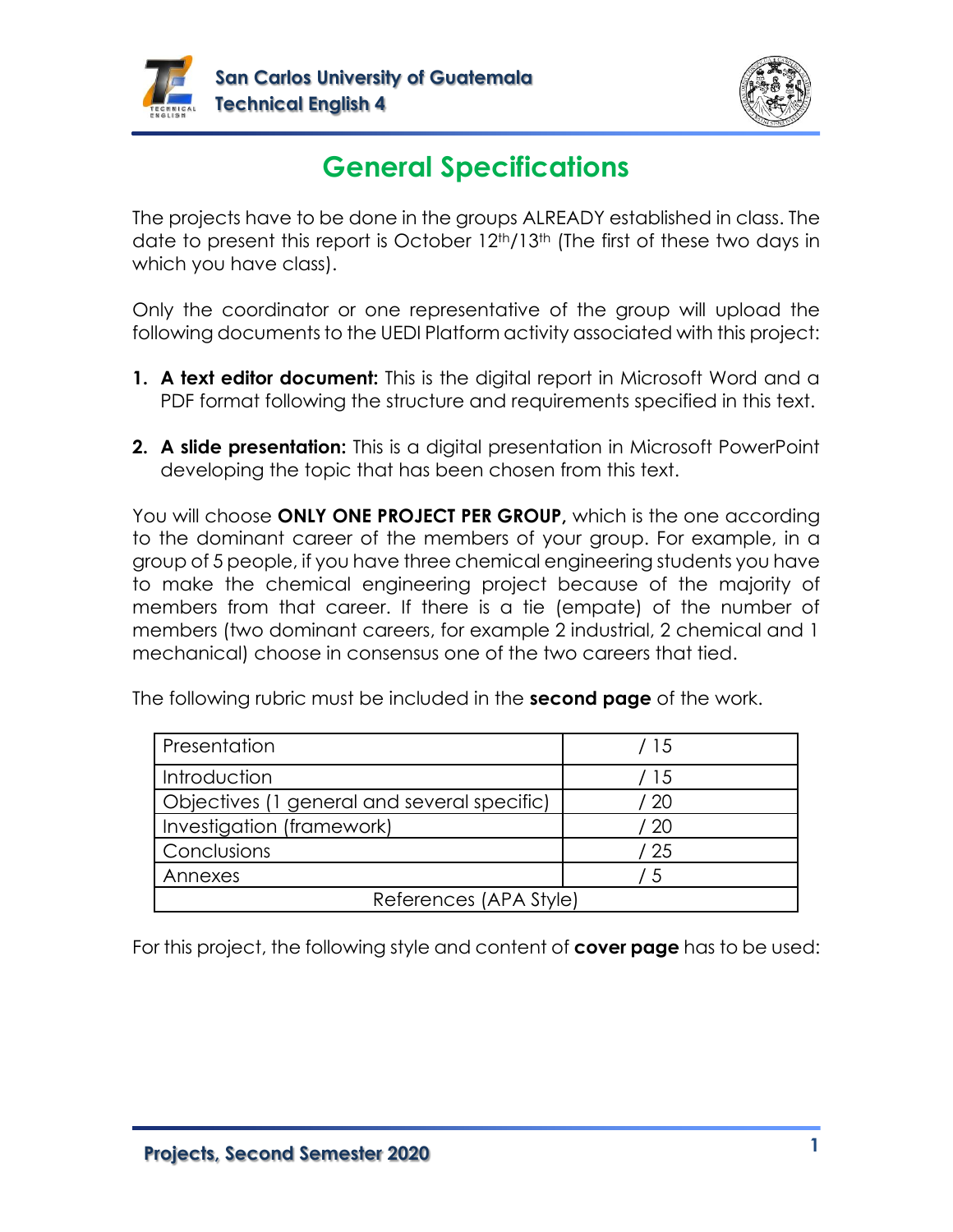# General Specifications

The projects have to be done in the groups ALREADY established in class. The date to present this report is October 12th/13th (The first of these two days in which you have class).

Only the coordinator or one representative of the group will upload the following documents to the UEDI Platform activity associated with this project:

1. **A text editor document:** This is the digital report in Microsoft Word and a PDF format following the structure and requirements specified in this text.
2. **A slide presentation:** This is a digital presentation in Microsoft PowerPoint developing the topic that has been chosen from this text.

You will choose **ONLY ONE PROJECT PER GROUP,** which is the one according to the dominant career of the members of your group. For example, in a group of 5 people, if you have three chemical engineering students you have to make the chemical engineering project because of the majority of members from that career. If there is a tie (empate) of the number of members (two dominant careers, for example 2 industrial, 2 chemical and 1 mechanical) choose in consensus one of the two careers that tied.

The following rubric must be included in the **second page** of the work.

| | |
|---|---|
| Presentation | / 15 |
| Introduction | / 15 |
| Objectives (1 general and several specific) | / 20 |
| Investigation (framework) | / 20 |
| Conclusions | / 25 |
| Annexes | / 5 |
| References (APA Style) | |

For this project, the following style and content of **cover page** has to be used: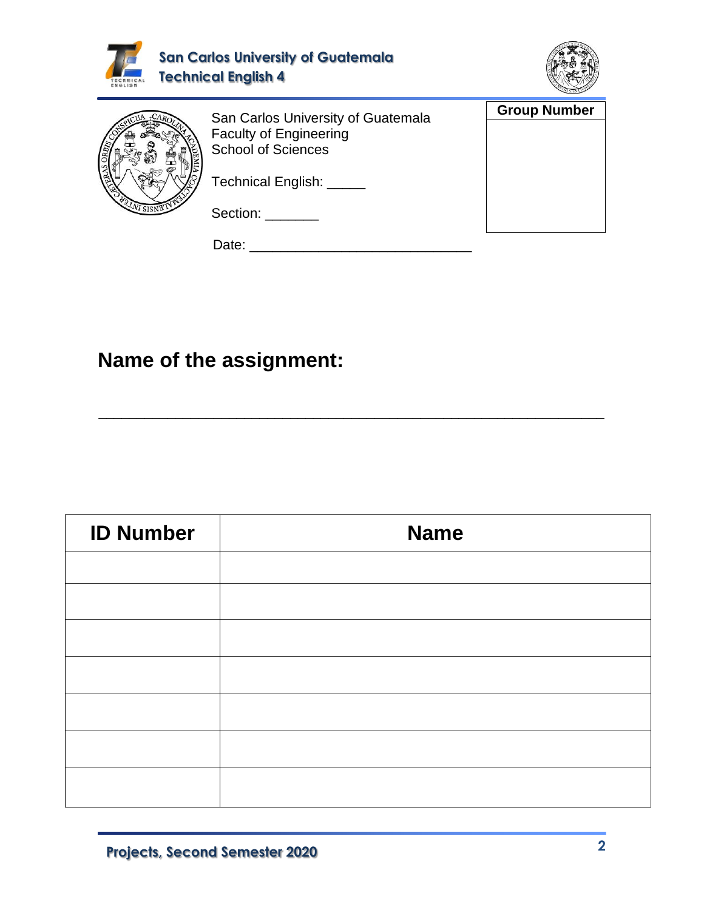San Carlos University of Guatemala
Faculty of Engineering
School of Sciences

Technical English: _____

Section: _______

Date: ____________________________

| Group Number |
| --- |
| |

## Name of the assignment:

___________________________________________________________

| ID Number | Name |
| --- | --- |
| | |
| | |
| | |
| | |
| | |
| | |
| | |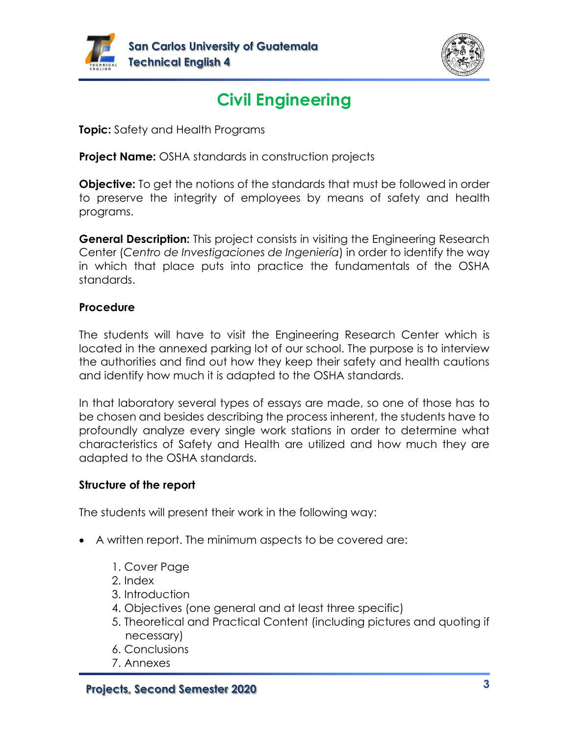# Civil Engineering

**Topic:** Safety and Health Programs

**Project Name:** OSHA standards in construction projects

**Objective:** To get the notions of the standards that must be followed in order to preserve the integrity of employees by means of safety and health programs.

**General Description:** This project consists in visiting the Engineering Research Center (*Centro de Investigaciones de Ingeniería*) in order to identify the way in which that place puts into practice the fundamentals of the OSHA standards.

### Procedure

The students will have to visit the Engineering Research Center which is located in the annexed parking lot of our school. The purpose is to interview the authorities and find out how they keep their safety and health cautions and identify how much it is adapted to the OSHA standards.

In that laboratory several types of essays are made, so one of those has to be chosen and besides describing the process inherent, the students have to profoundly analyze every single work stations in order to determine what characteristics of Safety and Health are utilized and how much they are adapted to the OSHA standards.

### Structure of the report

The students will present their work in the following way:

- A written report. The minimum aspects to be covered are:
    1. Cover Page
    2. Index
    3. Introduction
    4. Objectives (one general and at least three specific)
    5. Theoretical and Practical Content (including pictures and quoting if necessary)
    6. Conclusions
    7. Annexes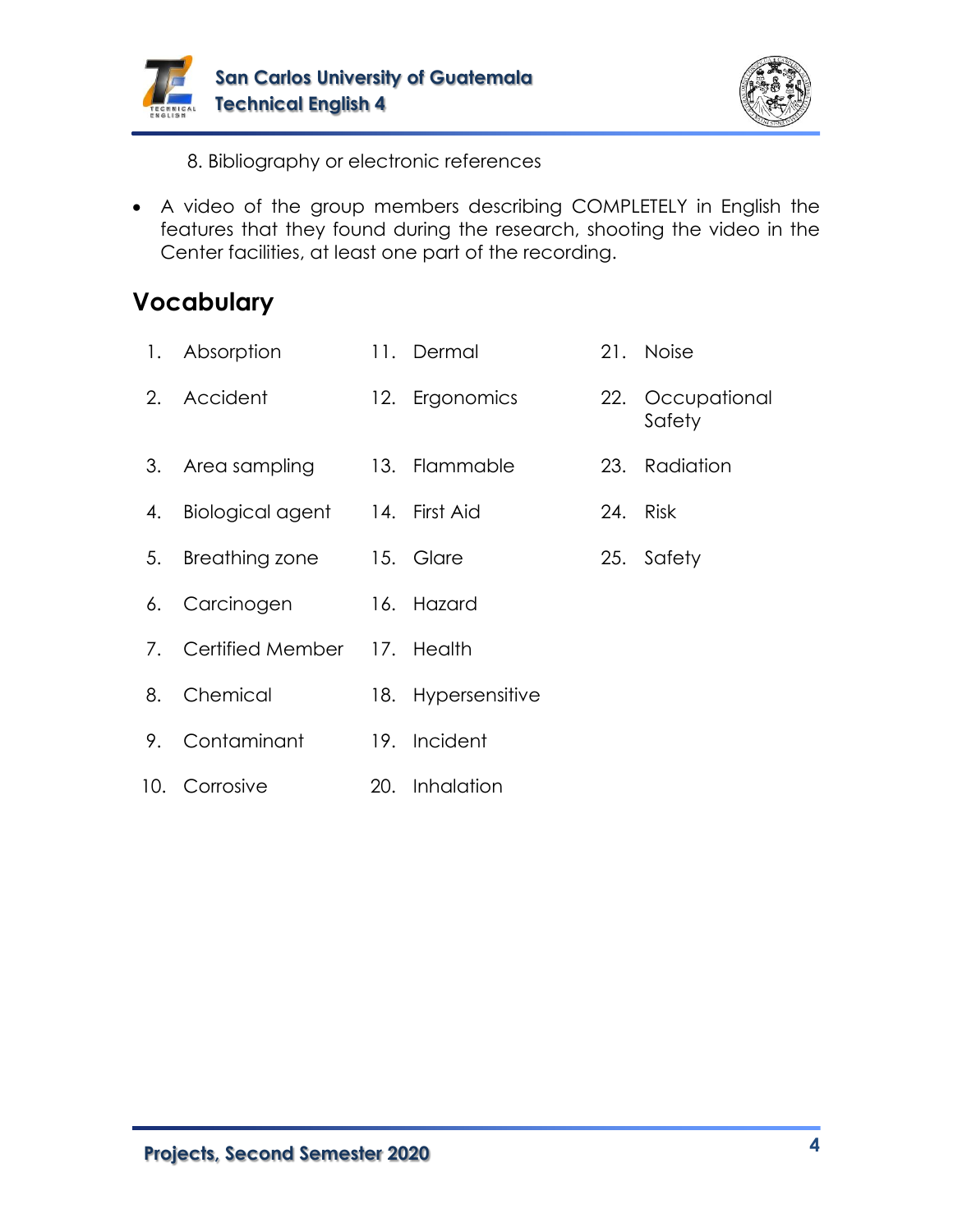8. Bibliography or electronic references

- A video of the group members describing COMPLETELY in English the features that they found during the research, shooting the video in the Center facilities, at least one part of the recording.

## Vocabulary

1. Absorption
2. Accident
3. Area sampling
4. Biological agent
5. Breathing zone
6. Carcinogen
7. Certified Member
8. Chemical
9. Contaminant
10. Corrosive
11. Dermal
12. Ergonomics
13. Flammable
14. First Aid
15. Glare
16. Hazard
17. Health
18. Hypersensitive
19. Incident
20. Inhalation
21. Noise
22. Occupational Safety
23. Radiation
24. Risk
25. Safety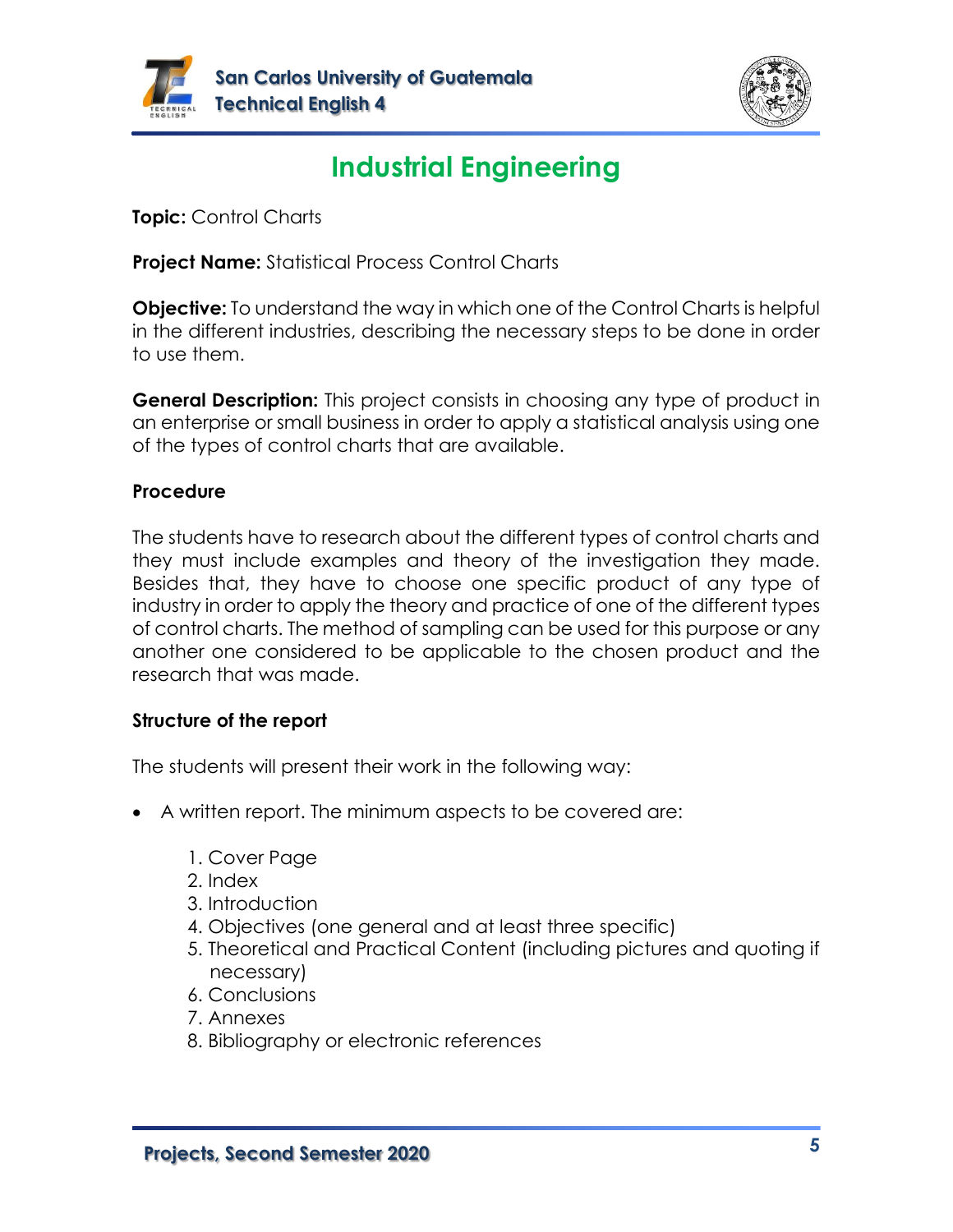# Industrial Engineering

**Topic:** Control Charts

**Project Name:** Statistical Process Control Charts

**Objective:** To understand the way in which one of the Control Charts is helpful in the different industries, describing the necessary steps to be done in order to use them.

**General Description:** This project consists in choosing any type of product in an enterprise or small business in order to apply a statistical analysis using one of the types of control charts that are available.

**Procedure**

The students have to research about the different types of control charts and they must include examples and theory of the investigation they made. Besides that, they have to choose one specific product of any type of industry in order to apply the theory and practice of one of the different types of control charts. The method of sampling can be used for this purpose or any another one considered to be applicable to the chosen product and the research that was made.

**Structure of the report**

The students will present their work in the following way:

- A written report. The minimum aspects to be covered are:

    1. Cover Page
    2. Index
    3. Introduction
    4. Objectives (one general and at least three specific)
    5. Theoretical and Practical Content (including pictures and quoting if necessary)
    6. Conclusions
    7. Annexes
    8. Bibliography or electronic references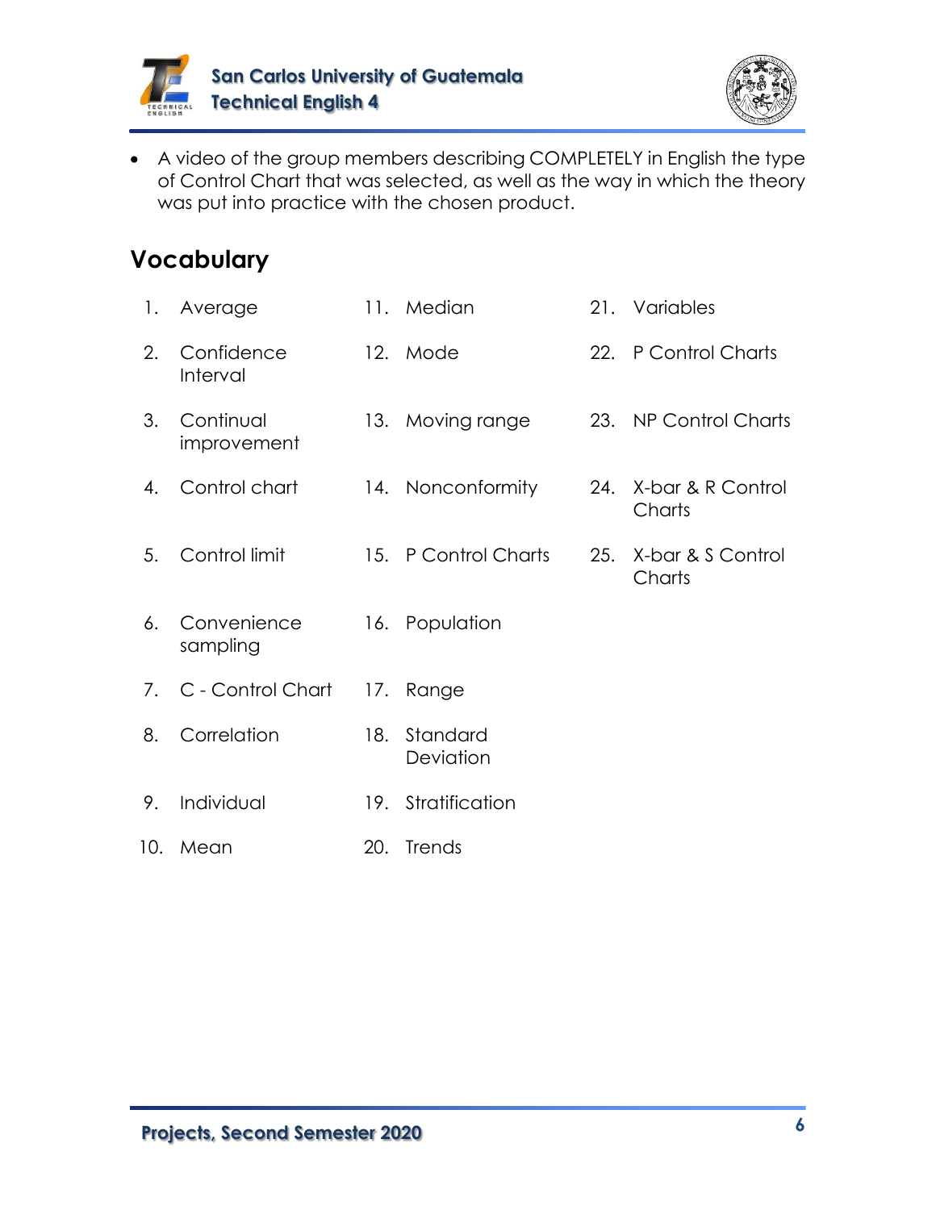- A video of the group members describing COMPLETELY in English the type of Control Chart that was selected, as well as the way in which the theory was put into practice with the chosen product.

## Vocabulary

1. Average
2. Confidence Interval
3. Continual improvement
4. Control chart
5. Control limit
6. Convenience sampling
7. C - Control Chart
8. Correlation
9. Individual
10. Mean
11. Median
12. Mode
13. Moving range
14. Nonconformity
15. P Control Charts
16. Population
17. Range
18. Standard Deviation
19. Stratification
20. Trends
21. Variables
22. P Control Charts
23. NP Control Charts
24. X-bar & R Control Charts
25. X-bar & S Control Charts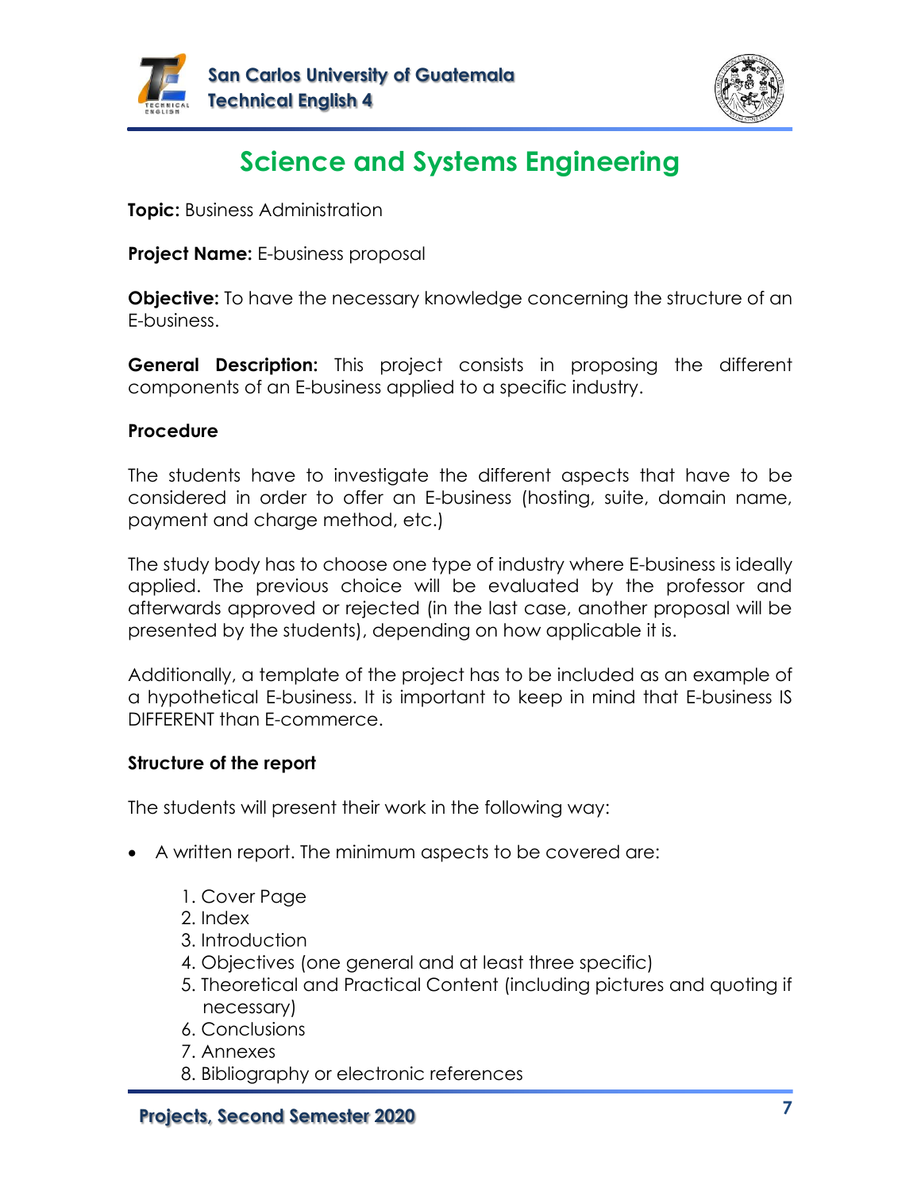# Science and Systems Engineering

**Topic:** Business Administration

**Project Name:** E-business proposal

**Objective:** To have the necessary knowledge concerning the structure of an E-business.

**General Description:** This project consists in proposing the different components of an E-business applied to a specific industry.

**Procedure**

The students have to investigate the different aspects that have to be considered in order to offer an E-business (hosting, suite, domain name, payment and charge method, etc.)

The study body has to choose one type of industry where E-business is ideally applied. The previous choice will be evaluated by the professor and afterwards approved or rejected (in the last case, another proposal will be presented by the students), depending on how applicable it is.

Additionally, a template of the project has to be included as an example of a hypothetical E-business. It is important to keep in mind that E-business IS DIFFERENT than E-commerce.

**Structure of the report**

The students will present their work in the following way:

- A written report. The minimum aspects to be covered are:
  1. Cover Page
  2. Index
  3. Introduction
  4. Objectives (one general and at least three specific)
  5. Theoretical and Practical Content (including pictures and quoting if necessary)
  6. Conclusions
  7. Annexes
  8. Bibliography or electronic references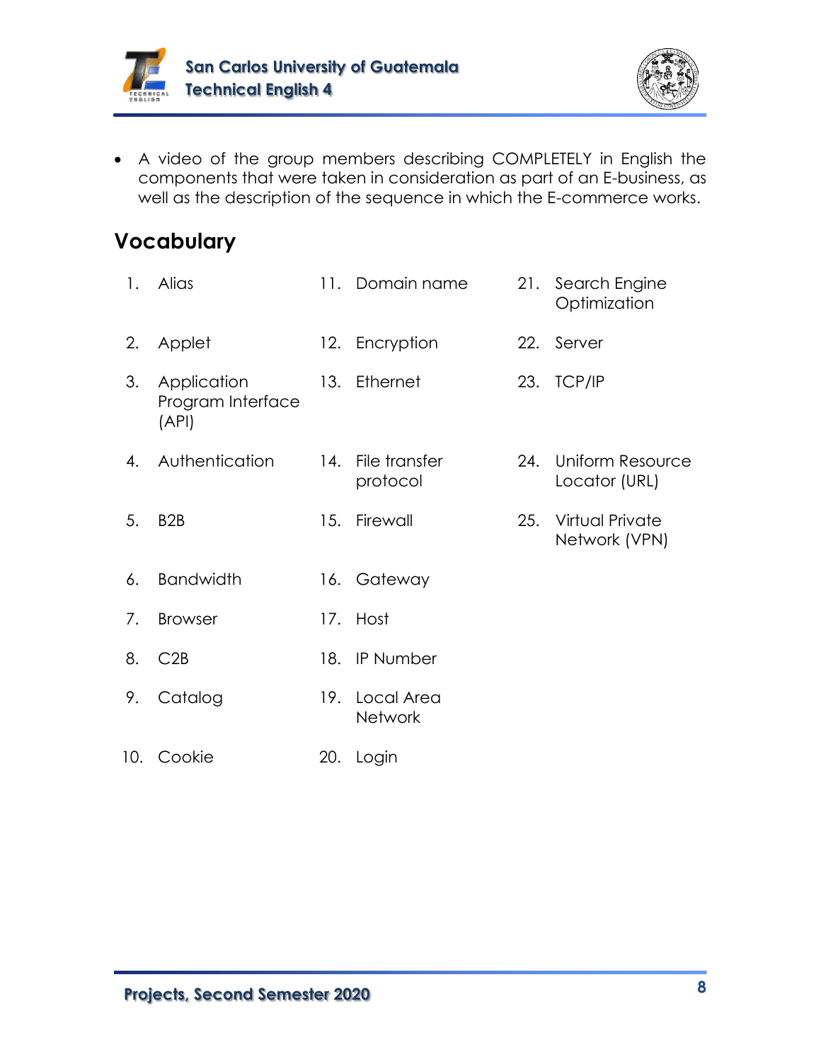- A video of the group members describing COMPLETELY in English the components that were taken in consideration as part of an E-business, as well as the description of the sequence in which the E-commerce works.

## Vocabulary

1. Alias
2. Applet
3. Application Program Interface (API)
4. Authentication
5. B2B
6. Bandwidth
7. Browser
8. C2B
9. Catalog
10. Cookie
11. Domain name
12. Encryption
13. Ethernet
14. File transfer protocol
15. Firewall
16. Gateway
17. Host
18. IP Number
19. Local Area Network
20. Login
21. Search Engine Optimization
22. Server
23. TCP/IP
24. Uniform Resource Locator (URL)
25. Virtual Private Network (VPN)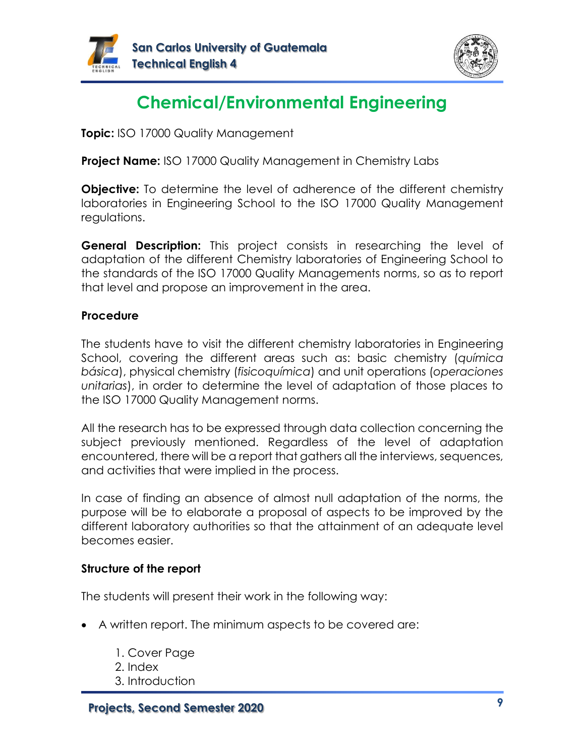# Chemical/Environmental Engineering

**Topic:** ISO 17000 Quality Management

**Project Name:** ISO 17000 Quality Management in Chemistry Labs

**Objective:** To determine the level of adherence of the different chemistry laboratories in Engineering School to the ISO 17000 Quality Management regulations.

**General Description:** This project consists in researching the level of adaptation of the different Chemistry laboratories of Engineering School to the standards of the ISO 17000 Quality Managements norms, so as to report that level and propose an improvement in the area.

**Procedure**

The students have to visit the different chemistry laboratories in Engineering School, covering the different areas such as: basic chemistry (*química básica*), physical chemistry (*fisicoquímica*) and unit operations (*operaciones unitarias*), in order to determine the level of adaptation of those places to the ISO 17000 Quality Management norms.

All the research has to be expressed through data collection concerning the subject previously mentioned. Regardless of the level of adaptation encountered, there will be a report that gathers all the interviews, sequences, and activities that were implied in the process.

In case of finding an absence of almost null adaptation of the norms, the purpose will be to elaborate a proposal of aspects to be improved by the different laboratory authorities so that the attainment of an adequate level becomes easier.

**Structure of the report**

The students will present their work in the following way:

- A written report. The minimum aspects to be covered are:

    1. Cover Page
    2. Index
    3. Introduction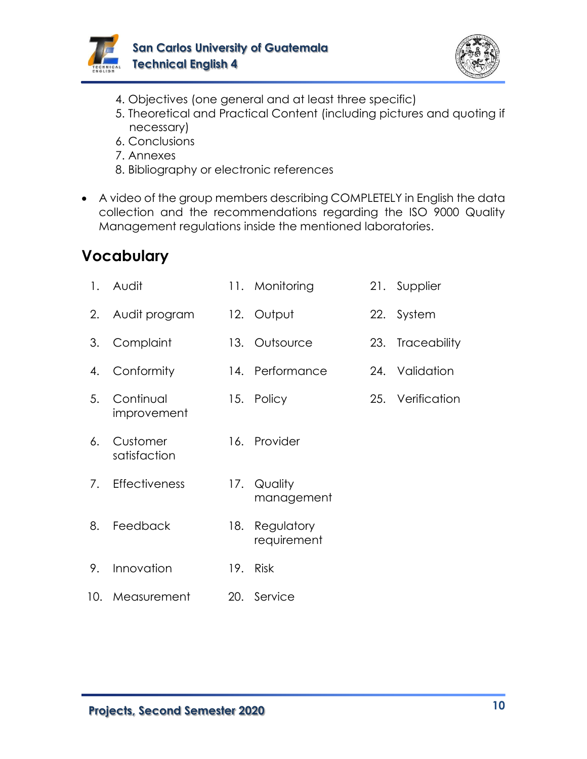4. Objectives (one general and at least three specific)
5. Theoretical and Practical Content (including pictures and quoting if necessary)
6. Conclusions
7. Annexes
8. Bibliography or electronic references

- A video of the group members describing COMPLETELY in English the data collection and the recommendations regarding the ISO 9000 Quality Management regulations inside the mentioned laboratories.

## Vocabulary

1. Audit
2. Audit program
3. Complaint
4. Conformity
5. Continual improvement
6. Customer satisfaction
7. Effectiveness
8. Feedback
9. Innovation
10. Measurement
11. Monitoring
12. Output
13. Outsource
14. Performance
15. Policy
16. Provider
17. Quality management
18. Regulatory requirement
19. Risk
20. Service
21. Supplier
22. System
23. Traceability
24. Validation
25. Verification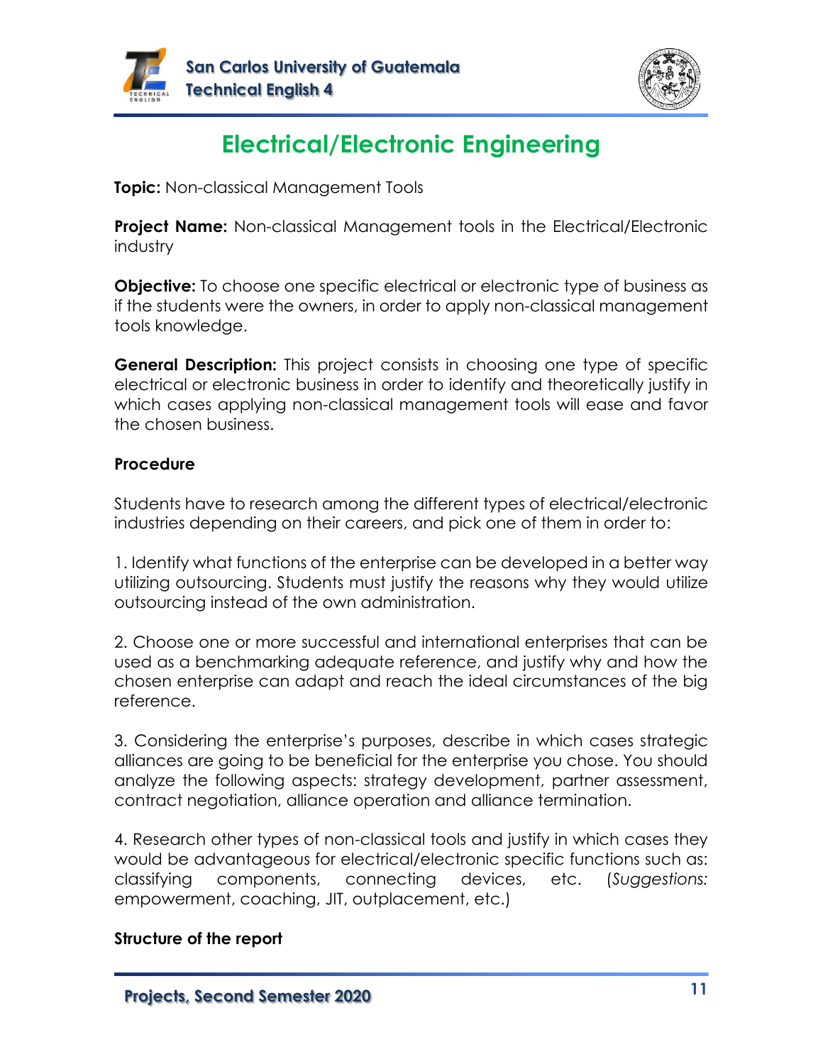# Electrical/Electronic Engineering

**Topic:** Non-classical Management Tools

**Project Name:** Non-classical Management tools in the Electrical/Electronic industry

**Objective:** To choose one specific electrical or electronic type of business as if the students were the owners, in order to apply non-classical management tools knowledge.

**General Description:** This project consists in choosing one type of specific electrical or electronic business in order to identify and theoretically justify in which cases applying non-classical management tools will ease and favor the chosen business.

## Procedure

Students have to research among the different types of electrical/electronic industries depending on their careers, and pick one of them in order to:

1. Identify what functions of the enterprise can be developed in a better way utilizing outsourcing. Students must justify the reasons why they would utilize outsourcing instead of the own administration.

2. Choose one or more successful and international enterprises that can be used as a benchmarking adequate reference, and justify why and how the chosen enterprise can adapt and reach the ideal circumstances of the big reference.

3. Considering the enterprise's purposes, describe in which cases strategic alliances are going to be beneficial for the enterprise you chose. You should analyze the following aspects: strategy development, partner assessment, contract negotiation, alliance operation and alliance termination.

4. Research other types of non-classical tools and justify in which cases they would be advantageous for electrical/electronic specific functions such as: classifying components, connecting devices, etc. (*Suggestions:* empowerment, coaching, JIT, outplacement, etc.)

## Structure of the report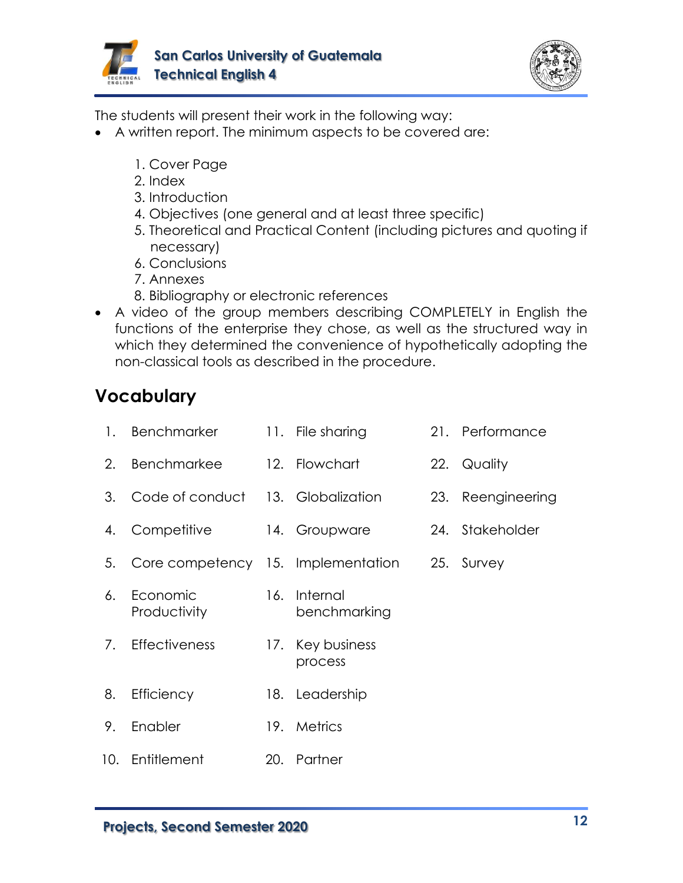The students will present their work in the following way:

- A written report. The minimum aspects to be covered are:

    1. Cover Page
    2. Index
    3. Introduction
    4. Objectives (one general and at least three specific)
    5. Theoretical and Practical Content (including pictures and quoting if necessary)
    6. Conclusions
    7. Annexes
    8. Bibliography or electronic references

- A video of the group members describing COMPLETELY in English the functions of the enterprise they chose, as well as the structured way in which they determined the convenience of hypothetically adopting the non-classical tools as described in the procedure.

## Vocabulary

1. Benchmarker
2. Benchmarkee
3. Code of conduct
4. Competitive
5. Core competency
6. Economic Productivity
7. Effectiveness
8. Efficiency
9. Enabler
10. Entitlement
11. File sharing
12. Flowchart
13. Globalization
14. Groupware
15. Implementation
16. Internal benchmarking
17. Key business process
18. Leadership
19. Metrics
20. Partner
21. Performance
22. Quality
23. Reengineering
24. Stakeholder
25. Survey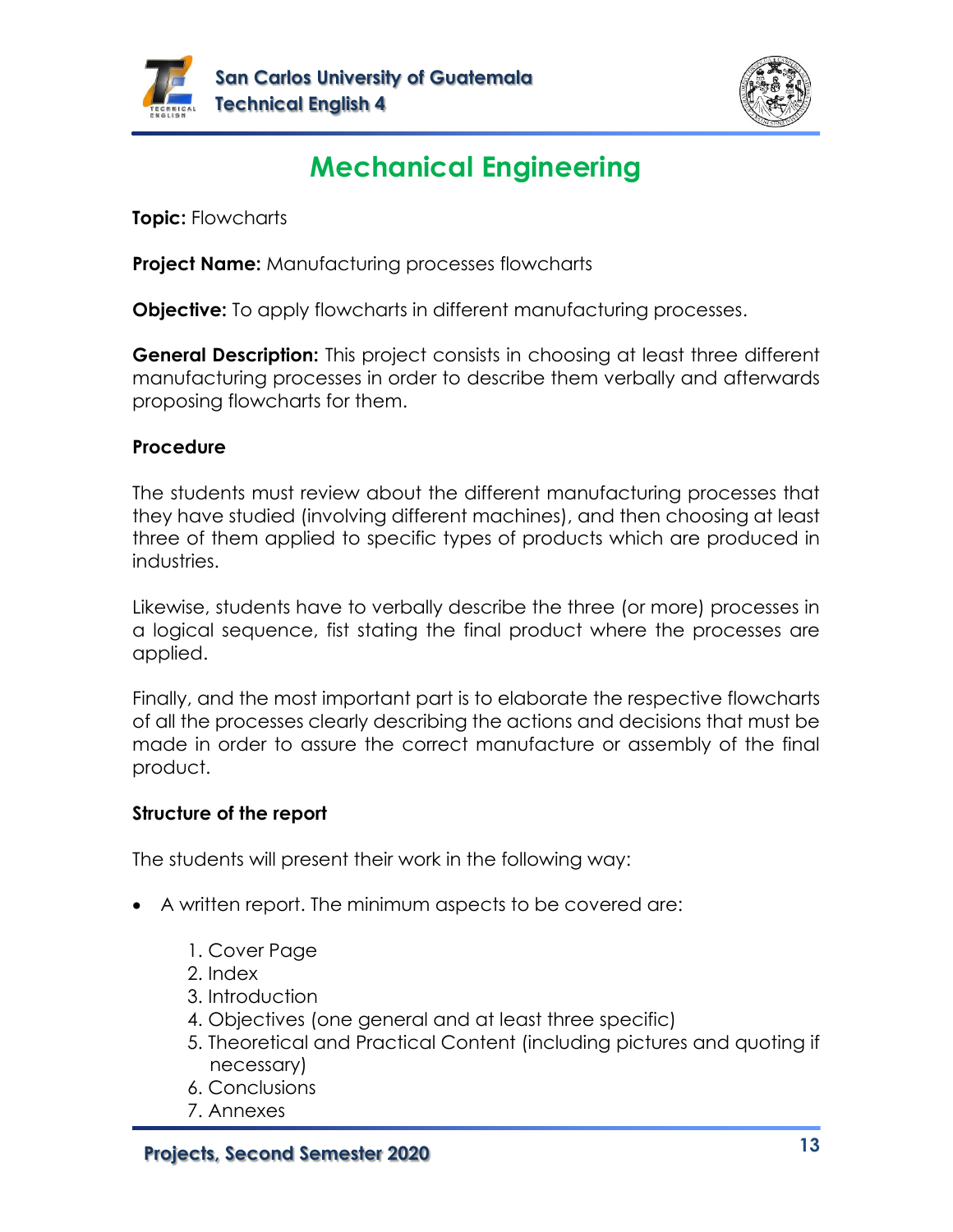# Mechanical Engineering

**Topic:** Flowcharts

**Project Name:** Manufacturing processes flowcharts

**Objective:** To apply flowcharts in different manufacturing processes.

**General Description:** This project consists in choosing at least three different manufacturing processes in order to describe them verbally and afterwards proposing flowcharts for them.

**Procedure**

The students must review about the different manufacturing processes that they have studied (involving different machines), and then choosing at least three of them applied to specific types of products which are produced in industries.

Likewise, students have to verbally describe the three (or more) processes in a logical sequence, fist stating the final product where the processes are applied.

Finally, and the most important part is to elaborate the respective flowcharts of all the processes clearly describing the actions and decisions that must be made in order to assure the correct manufacture or assembly of the final product.

**Structure of the report**

The students will present their work in the following way:

- A written report. The minimum aspects to be covered are:
    1. Cover Page
    2. Index
    3. Introduction
    4. Objectives (one general and at least three specific)
    5. Theoretical and Practical Content (including pictures and quoting if necessary)
    6. Conclusions
    7. Annexes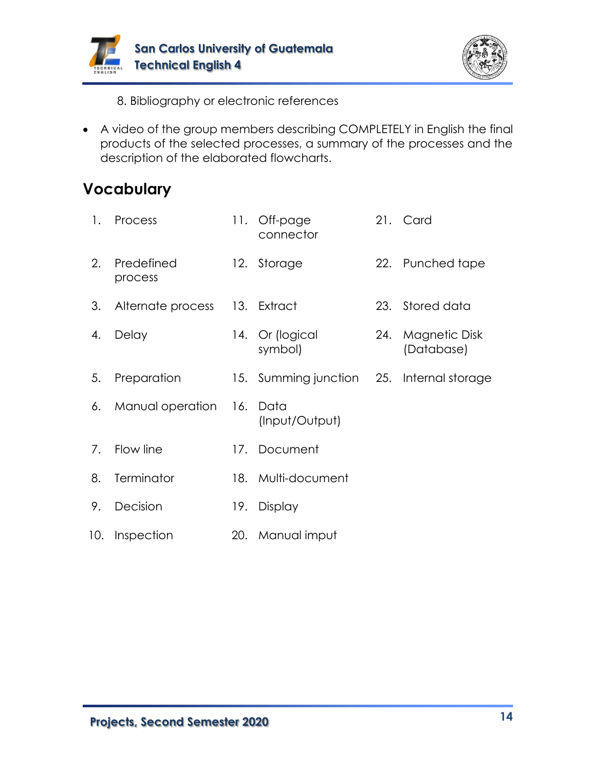8. Bibliography or electronic references

- A video of the group members describing COMPLETELY in English the final products of the selected processes, a summary of the processes and the description of the elaborated flowcharts.

## Vocabulary

1. Process
2. Predefined process
3. Alternate process
4. Delay
5. Preparation
6. Manual operation
7. Flow line
8. Terminator
9. Decision
10. Inspection
11. Off-page connector
12. Storage
13. Extract
14. Or (logical symbol)
15. Summing junction
16. Data (Input/Output)
17. Document
18. Multi-document
19. Display
20. Manual imput
21. Card
22. Punched tape
23. Stored data
24. Magnetic Disk (Database)
25. Internal storage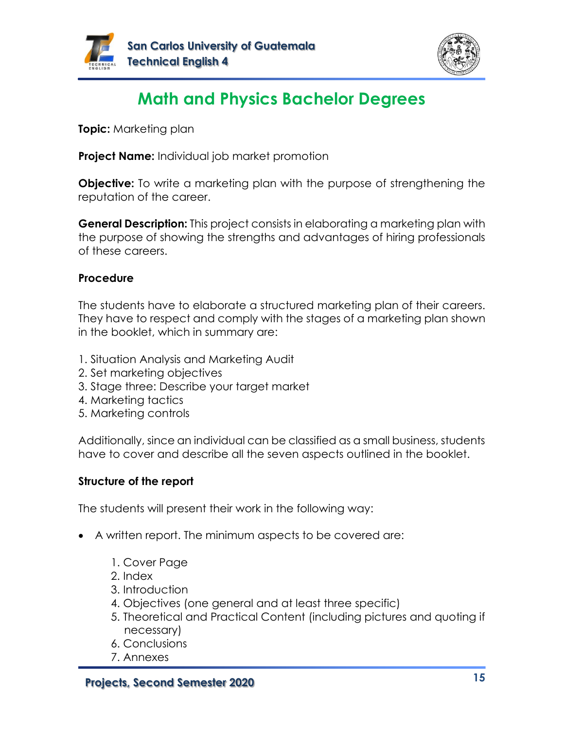# Math and Physics Bachelor Degrees

**Topic:** Marketing plan

**Project Name:** Individual job market promotion

**Objective:** To write a marketing plan with the purpose of strengthening the reputation of the career.

**General Description:** This project consists in elaborating a marketing plan with the purpose of showing the strengths and advantages of hiring professionals of these careers.

**Procedure**

The students have to elaborate a structured marketing plan of their careers. They have to respect and comply with the stages of a marketing plan shown in the booklet, which in summary are:

1. Situation Analysis and Marketing Audit
2. Set marketing objectives
3. Stage three: Describe your target market
4. Marketing tactics
5. Marketing controls

Additionally, since an individual can be classified as a small business, students have to cover and describe all the seven aspects outlined in the booklet.

**Structure of the report**

The students will present their work in the following way:

- A written report. The minimum aspects to be covered are:
    1. Cover Page
    2. Index
    3. Introduction
    4. Objectives (one general and at least three specific)
    5. Theoretical and Practical Content (including pictures and quoting if necessary)
    6. Conclusions
    7. Annexes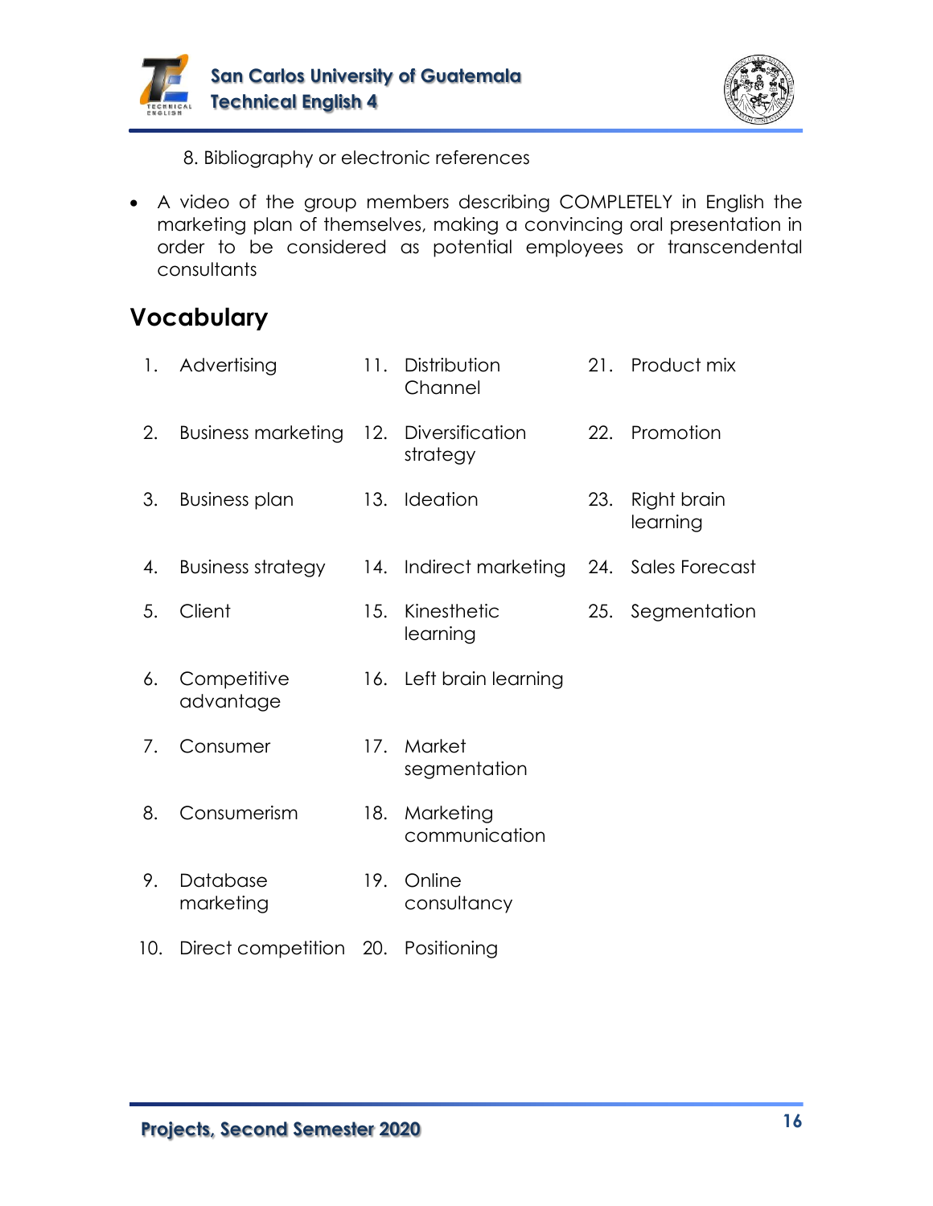8. Bibliography or electronic references

- A video of the group members describing COMPLETELY in English the marketing plan of themselves, making a convincing oral presentation in order to be considered as potential employees or transcendental consultants

## Vocabulary

1. Advertising
2. Business marketing
3. Business plan
4. Business strategy
5. Client
6. Competitive advantage
7. Consumer
8. Consumerism
9. Database marketing
10. Direct competition
11. Distribution Channel
12. Diversification strategy
13. Ideation
14. Indirect marketing
15. Kinesthetic learning
16. Left brain learning
17. Market segmentation
18. Marketing communication
19. Online consultancy
20. Positioning
21. Product mix
22. Promotion
23. Right brain learning
24. Sales Forecast
25. Segmentation